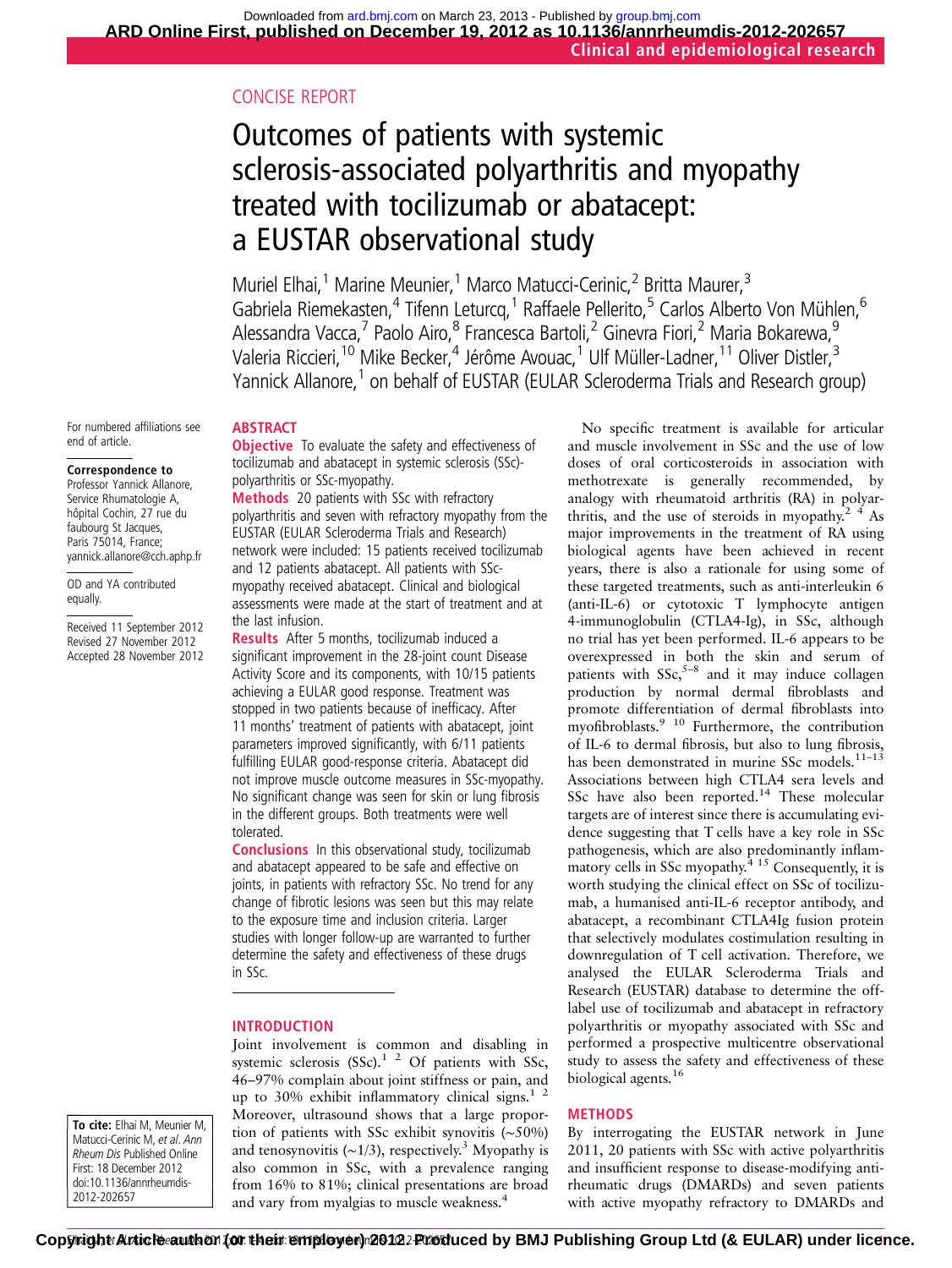CONCISE REPORT

# Outcomes of patients with systemic sclerosis-associated polyarthritis and myopathy treated with tocilizumab or abatacept: a EUSTAR observational study

Muriel Elhai,[1] Marine Meunier,[1] Marco Matucci-Cerinic,[2] Britta Maurer,[3] Gabriela Riemekasten,[4] Tifenn Leturcq,[1] Raffaele Pellerito,[5] Carlos Alberto Von Mühlen,[6] Alessandra Vacca,[7] Paolo Airo,[8] Francesca Bartoli,[2] Ginevra Fiori,[2] Maria Bokarewa,[9] Valeria Riccieri,[10] Mike Becker,[4] Jérôme Avouac,[1] Ulf Müller-Ladner,[11] Oliver Distler,[3] Yannick Allanore,[1] on behalf of EUSTAR (EULAR Scleroderma Trials and Research group)

For numbered affiliations see end of article.

**Correspondence to**
Professor Yannick Allanore, Service Rhumatologie A, hôpital Cochin, 27 rue du faubourg St Jacques, Paris 75014, France; yannick.allanore@cch.aphp.fr

OD and YA contributed equally.

Received 11 September 2012
Revised 27 November 2012
Accepted 28 November 2012

**To cite:** Elhai M, Meunier M, Matucci-Cerinic M, *et al*. *Ann Rheum Dis* Published Online First: 18 December 2012 doi:10.1136/annrheumdis-2012-202657

## ABSTRACT

**Objective** To evaluate the safety and effectiveness of tocilizumab and abatacept in systemic sclerosis (SSc)-polyarthritis or SSc-myopathy.

**Methods** 20 patients with SSc with refractory polyarthritis and seven with refractory myopathy from the EUSTAR (EULAR Scleroderma Trials and Research) network were included: 15 patients received tocilizumab and 12 patients abatacept. All patients with SSc-myopathy received abatacept. Clinical and biological assessments were made at the start of treatment and at the last infusion.

**Results** After 5 months, tocilizumab induced a significant improvement in the 28-joint count Disease Activity Score and its components, with 10/15 patients achieving a EULAR good response. Treatment was stopped in two patients because of inefficacy. After 11 months' treatment of patients with abatacept, joint parameters improved significantly, with 6/11 patients fulfilling EULAR good-response criteria. Abatacept did not improve muscle outcome measures in SSc-myopathy. No significant change was seen for skin or lung fibrosis in the different groups. Both treatments were well tolerated.

**Conclusions** In this observational study, tocilizumab and abatacept appeared to be safe and effective on joints, in patients with refractory SSc. No trend for any change of fibrotic lesions was seen but this may relate to the exposure time and inclusion criteria. Larger studies with longer follow-up are warranted to further determine the safety and effectiveness of these drugs in SSc.

## INTRODUCTION

Joint involvement is common and disabling in systemic sclerosis (SSc).[1,2] Of patients with SSc, 46–97% complain about joint stiffness or pain, and up to 30% exhibit inflammatory clinical signs.[1,2] Moreover, ultrasound shows that a large proportion of patients with SSc exhibit synovitis (~50%) and tenosynovitis (~1/3), respectively.[3] Myopathy is also common in SSc, with a prevalence ranging from 16% to 81%; clinical presentations are broad and vary from myalgias to muscle weakness.[4]

No specific treatment is available for articular and muscle involvement in SSc and the use of low doses of oral corticosteroids in association with methotrexate is generally recommended, by analogy with rheumatoid arthritis (RA) in polyarthritis, and the use of steroids in myopathy.[2,4] As major improvements in the treatment of RA using biological agents have been achieved in recent years, there is also a rationale for using some of these targeted treatments, such as anti-interleukin 6 (anti-IL-6) or cytotoxic T lymphocyte antigen 4-immunoglobulin (CTLA4-Ig), in SSc, although no trial has yet been performed. IL-6 appears to be overexpressed in both the skin and serum of patients with SSc,[5–8] and it may induce collagen production by normal dermal fibroblasts and promote differentiation of dermal fibroblasts into myofibroblasts.[9,10] Furthermore, the contribution of IL-6 to dermal fibrosis, but also to lung fibrosis, has been demonstrated in murine SSc models.[11–13] Associations between high CTLA4 sera levels and SSc have also been reported.[14] These molecular targets are of interest since there is accumulating evidence suggesting that T cells have a key role in SSc pathogenesis, which are also predominantly inflammatory cells in SSc myopathy.[4,15] Consequently, it is worth studying the clinical effect on SSc of tocilizumab, a humanised anti-IL-6 receptor antibody, and abatacept, a recombinant CTLA4Ig fusion protein that selectively modulates costimulation resulting in downregulation of T cell activation. Therefore, we analysed the EULAR Scleroderma Trials and Research (EUSTAR) database to determine the off-label use of tocilizumab and abatacept in refractory polyarthritis or myopathy associated with SSc and performed a prospective multicentre observational study to assess the safety and effectiveness of these biological agents.[16]

## METHODS

By interrogating the EUSTAR network in June 2011, 20 patients with SSc with active polyarthritis and insufficient response to disease-modifying anti-rheumatic drugs (DMARDs) and seven patients with active myopathy refractory to DMARDs and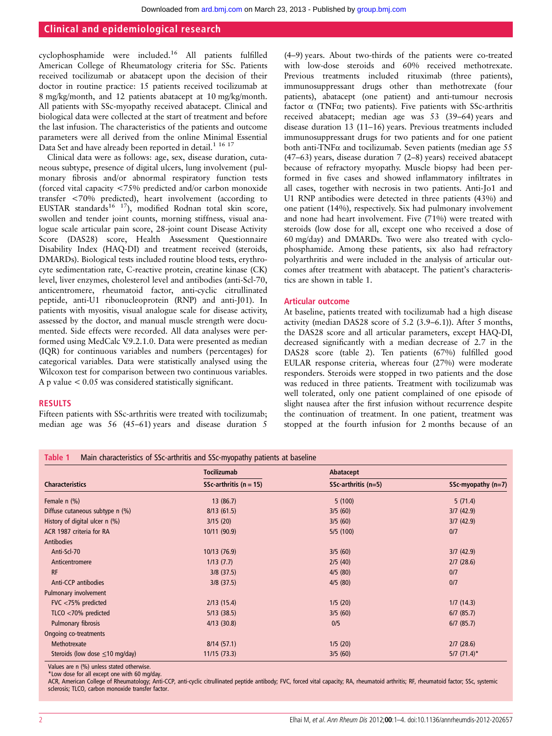cyclophosphamide were included.[16] All patients fulfilled American College of Rheumatology criteria for SSc. Patients received tocilizumab or abatacept upon the decision of their doctor in routine practice: 15 patients received tocilizumab at 8 mg/kg/month, and 12 patients abatacept at 10 mg/kg/month. All patients with SSc-myopathy received abatacept. Clinical and biological data were collected at the start of treatment and before the last infusion. The characteristics of the patients and outcome parameters were all derived from the online Minimal Essential Data Set and have already been reported in detail.[1 16 17]

Clinical data were as follows: age, sex, disease duration, cutaneous subtype, presence of digital ulcers, lung involvement (pulmonary fibrosis and/or abnormal respiratory function tests (forced vital capacity <75% predicted and/or carbon monoxide transfer <70% predicted), heart involvement (according to EUSTAR standards[16 17]), modified Rodnan total skin score, swollen and tender joint counts, morning stiffness, visual analogue scale articular pain score, 28-joint count Disease Activity Score (DAS28) score, Health Assessment Questionnaire Disability Index (HAQ-DI) and treatment received (steroids, DMARDs). Biological tests included routine blood tests, erythrocyte sedimentation rate, C-reactive protein, creatine kinase (CK) level, liver enzymes, cholesterol level and antibodies (anti-Scl-70, anticentromere, rheumatoid factor, anti-cyclic citrullinated peptide, anti-U1 ribonucleoprotein (RNP) and anti-J01). In patients with myositis, visual analogue scale for disease activity, assessed by the doctor, and manual muscle strength were documented. Side effects were recorded. All data analyses were performed using MedCalc V.9.2.1.0. Data were presented as median (IQR) for continuous variables and numbers (percentages) for categorical variables. Data were statistically analysed using the Wilcoxon test for comparison between two continuous variables. A p value < 0.05 was considered statistically significant.

## RESULTS

Fifteen patients with SSc-arthritis were treated with tocilizumab; median age was 56 (45–61) years and disease duration 5 (4–9) years. About two-thirds of the patients were co-treated with low-dose steroids and 60% received methotrexate. Previous treatments included rituximab (three patients), immunosuppressant drugs other than methotrexate (four patients), abatacept (one patient) and anti-tumour necrosis factor α (TNFα; two patients). Five patients with SSc-arthritis received abatacept; median age was 53 (39–64) years and disease duration 13 (11–16) years. Previous treatments included immunosuppressant drugs for two patients and for one patient both anti-TNFα and tocilizumab. Seven patients (median age 55 (47–63) years, disease duration 7 (2–8) years) received abatacept because of refractory myopathy. Muscle biopsy had been performed in five cases and showed inflammatory infiltrates in all cases, together with necrosis in two patients. Anti-Jo1 and U1 RNP antibodies were detected in three patients (43%) and one patient (14%), respectively. Six had pulmonary involvement and none had heart involvement. Five (71%) were treated with steroids (low dose for all, except one who received a dose of 60 mg/day) and DMARDs. Two were also treated with cyclophosphamide. Among these patients, six also had refractory polyarthritis and were included in the analysis of articular outcomes after treatment with abatacept. The patient's characteristics are shown in table 1.

### Articular outcome

At baseline, patients treated with tocilizumab had a high disease activity (median DAS28 score of 5.2 (3.9–6.1)). After 5 months, the DAS28 score and all articular parameters, except HAQ-DI, decreased significantly with a median decrease of 2.7 in the DAS28 score (table 2). Ten patients (67%) fulfilled good EULAR response criteria, whereas four (27%) were moderate responders. Steroids were stopped in two patients and the dose was reduced in three patients. Treatment with tocilizumab was well tolerated, only one patient complained of one episode of slight nausea after the first infusion without recurrence despite the continuation of treatment. In one patient, treatment was stopped at the fourth infusion for 2 months because of an

**Table 1** Main characteristics of SSc-arthritis and SSc-myopathy patients at baseline

| Characteristics | Tocilizumab | Abatacept | |
|---|---|---|---|
| | SSc-arthritis (n = 15) | SSc-arthritis (n=5) | SSc-myopathy (n=7) |
| Female n (%) | 13 (86.7) | 5 (100) | 5 (71.4) |
| Diffuse cutaneous subtype n (%) | 8/13 (61.5) | 3/5 (60) | 3/7 (42.9) |
| History of digital ulcer n (%) | 3/15 (20) | 3/5 (60) | 3/7 (42.9) |
| ACR 1987 criteria for RA | 10/11 (90.9) | 5/5 (100) | 0/7 |
| Antibodies | | | |
| Anti-Scl-70 | 10/13 (76.9) | 3/5 (60) | 3/7 (42.9) |
| Anticentromere | 1/13 (7.7) | 2/5 (40) | 2/7 (28.6) |
| RF | 3/8 (37.5) | 4/5 (80) | 0/7 |
| Anti-CCP antibodies | 3/8 (37.5) | 4/5 (80) | 0/7 |
| Pulmonary involvement | | | |
| FVC <75% predicted | 2/13 (15.4) | 1/5 (20) | 1/7 (14.3) |
| TLCO <70% predicted | 5/13 (38.5) | 3/5 (60) | 6/7 (85.7) |
| Pulmonary fibrosis | 4/13 (30.8) | 0/5 | 6/7 (85.7) |
| Ongoing co-treatments | | | |
| Methotrexate | 8/14 (57.1) | 1/5 (20) | 2/7 (28.6) |
| Steroids (low dose ≤10 mg/day) | 11/15 (73.3) | 3/5 (60) | 5/7 (71.4)* |

Values are n (%) unless stated otherwise.
*Low dose for all except one with 60 mg/day.
ACR, American College of Rheumatology; Anti-CCP, anti-cyclic citrullinated peptide antibody; FVC, forced vital capacity; RA, rheumatoid arthritis; RF, rheumatoid factor; SSc, systemic sclerosis; TLCO, carbon monoxide transfer factor.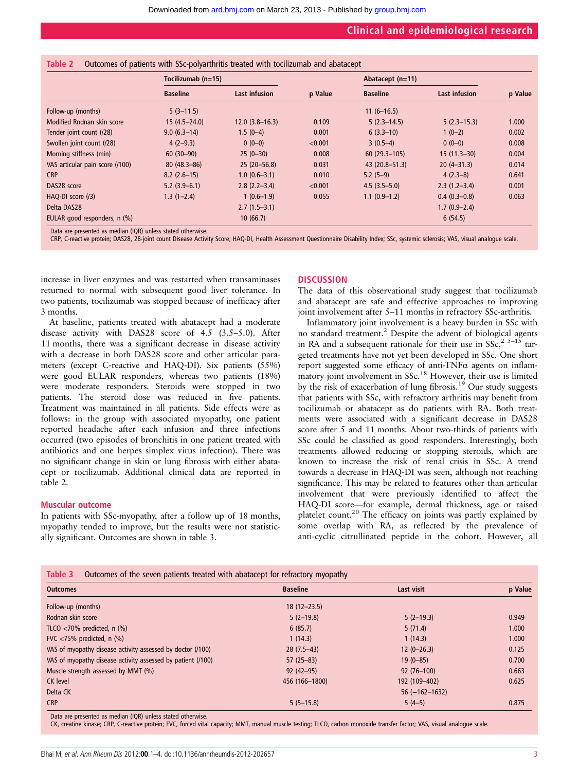**Table 2** Outcomes of patients with SSc-polyarthritis treated with tocilizumab and abatacept

| | Tocilizumab (n=15) | | | Abatacept (n=11) | | |
|---|---|---|---|---|---|---|
| | Baseline | Last infusion | p Value | Baseline | Last infusion | p Value |
| Follow-up (months) | 5 (3–11.5) | | | 11 (6–16.5) | | |
| Modified Rodnan skin score | 15 (4.5–24.0) | 12.0 (3.8–16.3) | 0.109 | 5 (2.3–14.5) | 5 (2.3–15.3) | 1.000 |
| Tender joint count (/28) | 9.0 (6.3–14) | 1.5 (0–4) | 0.001 | 6 (3.3–10) | 1 (0–2) | 0.002 |
| Swollen joint count (/28) | 4 (2–9.3) | 0 (0–0) | <0.001 | 3 (0.5–4) | 0 (0–0) | 0.008 |
| Morning stiffness (min) | 60 (30–90) | 25 (0–30) | 0.008 | 60 (29.3–105) | 15 (11.3–30) | 0.004 |
| VAS articular pain score (/100) | 80 (48.3–86) | 25 (20–56.8) | 0.031 | 43 (20.8–51.3) | 20 (4–31.3) | 0.014 |
| CRP | 8.2 (2.6–15) | 1.0 (0.6–3.1) | 0.010 | 5.2 (5–9) | 4 (2.3–8) | 0.641 |
| DAS28 score | 5.2 (3.9–6.1) | 2.8 (2.2–3.4) | <0.001 | 4.5 (3.5–5.0) | 2.3 (1.2–3.4) | 0.001 |
| HAQ-DI score (/3) | 1.3 (1–2.4) | 1 (0.6–1.9) | 0.055 | 1.1 (0.9–1.2) | 0.4 (0.3–0.8) | 0.063 |
| Delta DAS28 | | 2.7 (1.5–3.1) | | | 1.7 (0.9–2.4) | |
| EULAR good responders, n (%) | | 10 (66.7) | | | 6 (54.5) | |

Data are presented as median (IQR) unless stated otherwise.
CRP, C-reactive protein; DAS28, 28-joint count Disease Activity Score; HAQ-DI, Health Assessment Questionnaire Disability Index; SSc, systemic sclerosis; VAS, visual analogue scale.

increase in liver enzymes and was restarted when transaminases returned to normal with subsequent good liver tolerance. In two patients, tocilizumab was stopped because of inefficacy after 3 months.

At baseline, patients treated with abatacept had a moderate disease activity with DAS28 score of 4.5 (3.5–5.0). After 11 months, there was a significant decrease in disease activity with a decrease in both DAS28 score and other articular parameters (except C-reactive and HAQ-DI). Six patients (55%) were good EULAR responders, whereas two patients (18%) were moderate responders. Steroids were stopped in two patients. The steroid dose was reduced in five patients. Treatment was maintained in all patients. Side effects were as follows: in the group with associated myopathy, one patient reported headache after each infusion and three infections occurred (two episodes of bronchitis in one patient treated with antibiotics and one herpes simplex virus infection). There was no significant change in skin or lung fibrosis with either abatacept or tocilizumab. Additional clinical data are reported in table 2.

### Muscular outcome

In patients with SSc-myopathy, after a follow up of 18 months, myopathy tended to improve, but the results were not statistically significant. Outcomes are shown in table 3.

## DISCUSSION

The data of this observational study suggest that tocilizumab and abatacept are safe and effective approaches to improving joint involvement after 5–11 months in refractory SSc-arthritis.

Inflammatory joint involvement is a heavy burden in SSc with no standard treatment.[2] Despite the advent of biological agents in RA and a subsequent rationale for their use in SSc,[2 5–15] targeted treatments have not yet been developed in SSc. One short report suggested some efficacy of anti-TNFα agents on inflammatory joint involvement in SSc.[18] However, their use is limited by the risk of exacerbation of lung fibrosis.[19] Our study suggests that patients with SSc, with refractory arthritis may benefit from tocilizumab or abatacept as do patients with RA. Both treatments were associated with a significant decrease in DAS28 score after 5 and 11 months. About two-thirds of patients with SSc could be classified as good responders. Interestingly, both treatments allowed reducing or stopping steroids, which are known to increase the risk of renal crisis in SSc. A trend towards a decrease in HAQ-DI was seen, although not reaching significance. This may be related to features other than articular involvement that were previously identified to affect the HAQ-DI score—for example, dermal thickness, age or raised platelet count.[20] The efficacy on joints was partly explained by some overlap with RA, as reflected by the prevalence of anti-cyclic citrullinated peptide in the cohort. However, all

**Table 3** Outcomes of the seven patients treated with abatacept for refractory myopathy

| Outcomes | Baseline | Last visit | p Value |
|---|---|---|---|
| Follow-up (months) | 18 (12–23.5) | | |
| Rodnan skin score | 5 (2–19.8) | 5 (2–19.3) | 0.949 |
| TLCO <70% predicted, n (%) | 6 (85.7) | 5 (71.4) | 1.000 |
| FVC <75% predicted, n (%) | 1 (14.3) | 1 (14.3) | 1.000 |
| VAS of myopathy disease activity assessed by doctor (/100) | 28 (7.5–43) | 12 (0–26.3) | 0.125 |
| VAS of myopathy disease activity assessed by patient (/100) | 57 (25–83) | 19 (0–85) | 0.700 |
| Muscle strength assessed by MMT (%) | 92 (42–95) | 92 (76–100) | 0.663 |
| CK level | 456 (166–1800) | 192 (109–402) | 0.625 |
| Delta CK | | 56 (−162–1632) | |
| CRP | 5 (5–15.8) | 5 (4–5) | 0.875 |

Data are presented as median (IQR) unless stated otherwise.
CK, creatine kinase; CRP, C-reactive protein; FVC, forced vital capacity; MMT, manual muscle testing; TLCO, carbon monoxide transfer factor; VAS, visual analogue scale.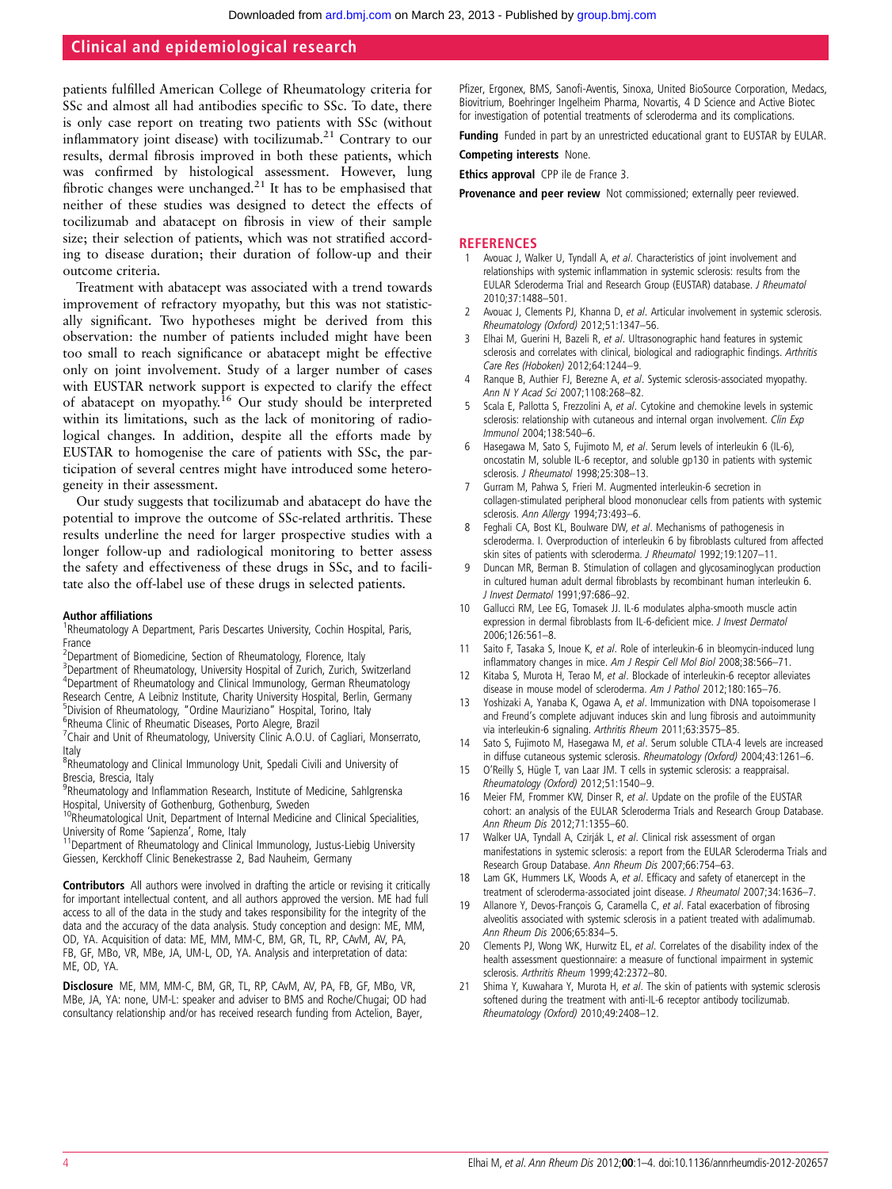patients fulfilled American College of Rheumatology criteria for SSc and almost all had antibodies specific to SSc. To date, there is only case report on treating two patients with SSc (without inflammatory joint disease) with tocilizumab.[21] Contrary to our results, dermal fibrosis improved in both these patients, which was confirmed by histological assessment. However, lung fibrotic changes were unchanged.[21] It has to be emphasised that neither of these studies was designed to detect the effects of tocilizumab and abatacept on fibrosis in view of their sample size; their selection of patients, which was not stratified according to disease duration; their duration of follow-up and their outcome criteria.

Treatment with abatacept was associated with a trend towards improvement of refractory myopathy, but this was not statistically significant. Two hypotheses might be derived from this observation: the number of patients included might have been too small to reach significance or abatacept might be effective only on joint involvement. Study of a larger number of cases with EUSTAR network support is expected to clarify the effect of abatacept on myopathy.[16] Our study should be interpreted within its limitations, such as the lack of monitoring of radiological changes. In addition, despite all the efforts made by EUSTAR to homogenise the care of patients with SSc, the participation of several centres might have introduced some heterogeneity in their assessment.

Our study suggests that tocilizumab and abatacept do have the potential to improve the outcome of SSc-related arthritis. These results underline the need for larger prospective studies with a longer follow-up and radiological monitoring to better assess the safety and effectiveness of these drugs in SSc, and to facilitate also the off-label use of these drugs in selected patients.

#### Author affiliations

[1]Rheumatology A Department, Paris Descartes University, Cochin Hospital, Paris, France
[2]Department of Biomedicine, Section of Rheumatology, Florence, Italy
[3]Department of Rheumatology, University Hospital of Zurich, Zurich, Switzerland
[4]Department of Rheumatology and Clinical Immunology, German Rheumatology Research Centre, A Leibniz Institute, Charity University Hospital, Berlin, Germany
[5]Division of Rheumatology, "Ordine Mauriziano" Hospital, Torino, Italy
[6]Rheuma Clinic of Rheumatic Diseases, Porto Alegre, Brazil
[7]Chair and Unit of Rheumatology, University Clinic A.O.U. of Cagliari, Monserrato, Italy
[8]Rheumatology and Clinical Immunology Unit, Spedali Civili and University of Brescia, Brescia, Italy
[9]Rheumatology and Inflammation Research, Institute of Medicine, Sahlgrenska Hospital, University of Gothenburg, Gothenburg, Sweden
[10]Rheumatological Unit, Department of Internal Medicine and Clinical Specialities, University of Rome 'Sapienza', Rome, Italy
[11]Department of Rheumatology and Clinical Immunology, Justus-Liebig University Giessen, Kerckhoff Clinic Benekestrasse 2, Bad Nauheim, Germany

**Contributors** All authors were involved in drafting the article or revising it critically for important intellectual content, and all authors approved the version. ME had full access to all of the data in the study and takes responsibility for the integrity of the data and the accuracy of the data analysis. Study conception and design: ME, MM, OD, YA. Acquisition of data: ME, MM, MM-C, BM, GR, TL, RP, CAvM, AV, PA, FB, GF, MBo, VR, MBe, JA, UM-L, OD, YA. Analysis and interpretation of data: ME, OD, YA.

**Disclosure** ME, MM, MM-C, BM, GR, TL, RP, CAvM, AV, PA, FB, GF, MBo, VR, MBe, JA, YA: none, UM-L: speaker and adviser to BMS and Roche/Chugai; OD had consultancy relationship and/or has received research funding from Actelion, Bayer, Pfizer, Ergonex, BMS, Sanofi-Aventis, Sinoxa, United BioSource Corporation, Medacs, Biovitrium, Boehringer Ingelheim Pharma, Novartis, 4 D Science and Active Biotec for investigation of potential treatments of scleroderma and its complications.

**Funding** Funded in part by an unrestricted educational grant to EUSTAR by EULAR.

**Competing interests** None.

**Ethics approval** CPP ile de France 3.

**Provenance and peer review** Not commissioned; externally peer reviewed.

## REFERENCES

1. Avouac J, Walker U, Tyndall A, *et al*. Characteristics of joint involvement and relationships with systemic inflammation in systemic sclerosis: results from the EULAR Scleroderma Trial and Research Group (EUSTAR) database. *J Rheumatol* 2010;37:1488–501.
2. Avouac J, Clements PJ, Khanna D, *et al*. Articular involvement in systemic sclerosis. *Rheumatology (Oxford)* 2012;51:1347–56.
3. Elhai M, Guerini H, Bazeli R, *et al*. Ultrasonographic hand features in systemic sclerosis and correlates with clinical, biological and radiographic findings. *Arthritis Care Res (Hoboken)* 2012;64:1244–9.
4. Ranque B, Authier FJ, Berezne A, *et al*. Systemic sclerosis-associated myopathy. *Ann N Y Acad Sci* 2007;1108:268–82.
5. Scala E, Pallotta S, Frezzolini A, *et al*. Cytokine and chemokine levels in systemic sclerosis: relationship with cutaneous and internal organ involvement. *Clin Exp Immunol* 2004;138:540–6.
6. Hasegawa M, Sato S, Fujimoto M, *et al*. Serum levels of interleukin 6 (IL-6), oncostatin M, soluble IL-6 receptor, and soluble gp130 in patients with systemic sclerosis. *J Rheumatol* 1998;25:308–13.
7. Gurram M, Pahwa S, Frieri M. Augmented interleukin-6 secretion in collagen-stimulated peripheral blood mononuclear cells from patients with systemic sclerosis. *Ann Allergy* 1994;73:493–6.
8. Feghali CA, Bost KL, Boulware DW, *et al*. Mechanisms of pathogenesis in scleroderma. I. Overproduction of interleukin 6 by fibroblasts cultured from affected skin sites of patients with scleroderma. *J Rheumatol* 1992;19:1207–11.
9. Duncan MR, Berman B. Stimulation of collagen and glycosaminoglycan production in cultured human adult dermal fibroblasts by recombinant human interleukin 6. *J Invest Dermatol* 1991;97:686–92.
10. Gallucci RM, Lee EG, Tomasek JJ. IL-6 modulates alpha-smooth muscle actin expression in dermal fibroblasts from IL-6-deficient mice. *J Invest Dermatol* 2006;126:561–8.
11. Saito F, Tasaka S, Inoue K, *et al*. Role of interleukin-6 in bleomycin-induced lung inflammatory changes in mice. *Am J Respir Cell Mol Biol* 2008;38:566–71.
12. Kitaba S, Murota H, Terao M, *et al*. Blockade of interleukin-6 receptor alleviates disease in mouse model of scleroderma. *Am J Pathol* 2012;180:165–76.
13. Yoshizaki A, Yanaba K, Ogawa A, *et al*. Immunization with DNA topoisomerase I and Freund's complete adjuvant induces skin and lung fibrosis and autoimmunity via interleukin-6 signaling. *Arthritis Rheum* 2011;63:3575–85.
14. Sato S, Fujimoto M, Hasegawa M, *et al*. Serum soluble CTLA-4 levels are increased in diffuse cutaneous systemic sclerosis. *Rheumatology (Oxford)* 2004;43:1261–6.
15. O'Reilly S, Hügle T, van Laar JM. T cells in systemic sclerosis: a reappraisal. *Rheumatology (Oxford)* 2012;51:1540–9.
16. Meier FM, Frommer KW, Dinser R, *et al*. Update on the profile of the EUSTAR cohort: an analysis of the EULAR Scleroderma Trials and Research Group Database. *Ann Rheum Dis* 2012;71:1355–60.
17. Walker UA, Tyndall A, Czirják L, *et al*. Clinical risk assessment of organ manifestations in systemic sclerosis: a report from the EULAR Scleroderma Trials and Research Group Database. *Ann Rheum Dis* 2007;66:754–63.
18. Lam GK, Hummers LK, Woods A, *et al*. Efficacy and safety of etanercept in the treatment of scleroderma-associated joint disease. *J Rheumatol* 2007;34:1636–7.
19. Allanore Y, Devos-François G, Caramella C, *et al*. Fatal exacerbation of fibrosing alveolitis associated with systemic sclerosis in a patient treated with adalimumab. *Ann Rheum Dis* 2006;65:834–5.
20. Clements PJ, Wong WK, Hurwitz EL, *et al*. Correlates of the disability index of the health assessment questionnaire: a measure of functional impairment in systemic sclerosis. *Arthritis Rheum* 1999;42:2372–80.
21. Shima Y, Kuwahara Y, Murota H, *et al*. The skin of patients with systemic sclerosis softened during the treatment with anti-IL-6 receptor antibody tocilizumab. *Rheumatology (Oxford)* 2010;49:2408–12.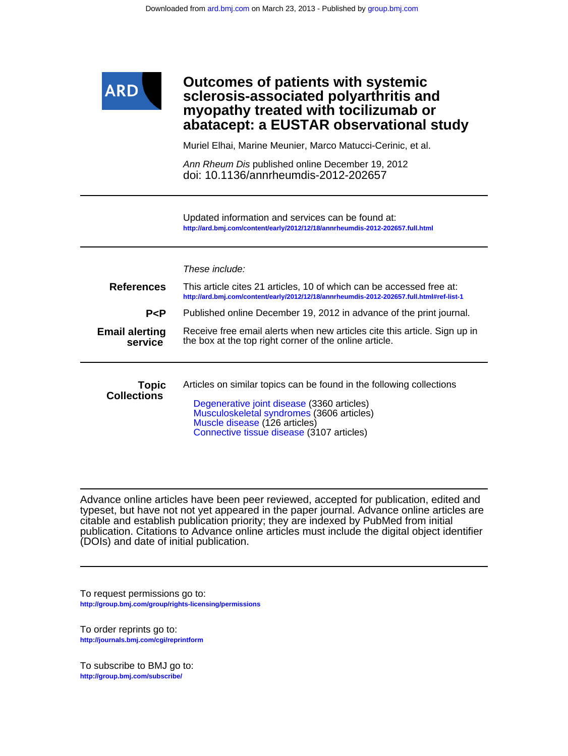# Outcomes of patients with systemic sclerosis-associated polyarthritis and myopathy treated with tocilizumab or abatacept: a EUSTAR observational study

Muriel Elhai, Marine Meunier, Marco Matucci-Cerinic, et al.

*Ann Rheum Dis* published online December 19, 2012
doi: 10.1136/annrheumdis-2012-202657

---

Updated information and services can be found at:
http://ard.bmj.com/content/early/2012/12/18/annrheumdis-2012-202657.full.html

---

*These include:*

**References**
This article cites 21 articles, 10 of which can be accessed free at:
http://ard.bmj.com/content/early/2012/12/18/annrheumdis-2012-202657.full.html#ref-list-1

**P<P**
Published online December 19, 2012 in advance of the print journal.

**Email alerting service**
Receive free email alerts when new articles cite this article. Sign up in the box at the top right corner of the online article.

---

**Topic Collections**
Articles on similar topics can be found in the following collections

- Degenerative joint disease (3360 articles)
- Musculoskeletal syndromes (3606 articles)
- Muscle disease (126 articles)
- Connective tissue disease (3107 articles)

---

Advance online articles have been peer reviewed, accepted for publication, edited and typeset, but have not not yet appeared in the paper journal. Advance online articles are citable and establish publication priority; they are indexed by PubMed from initial publication. Citations to Advance online articles must include the digital object identifier (DOIs) and date of initial publication.

---

To request permissions go to:
http://group.bmj.com/group/rights-licensing/permissions

To order reprints go to:
http://journals.bmj.com/cgi/reprintform

To subscribe to BMJ go to:
http://group.bmj.com/subscribe/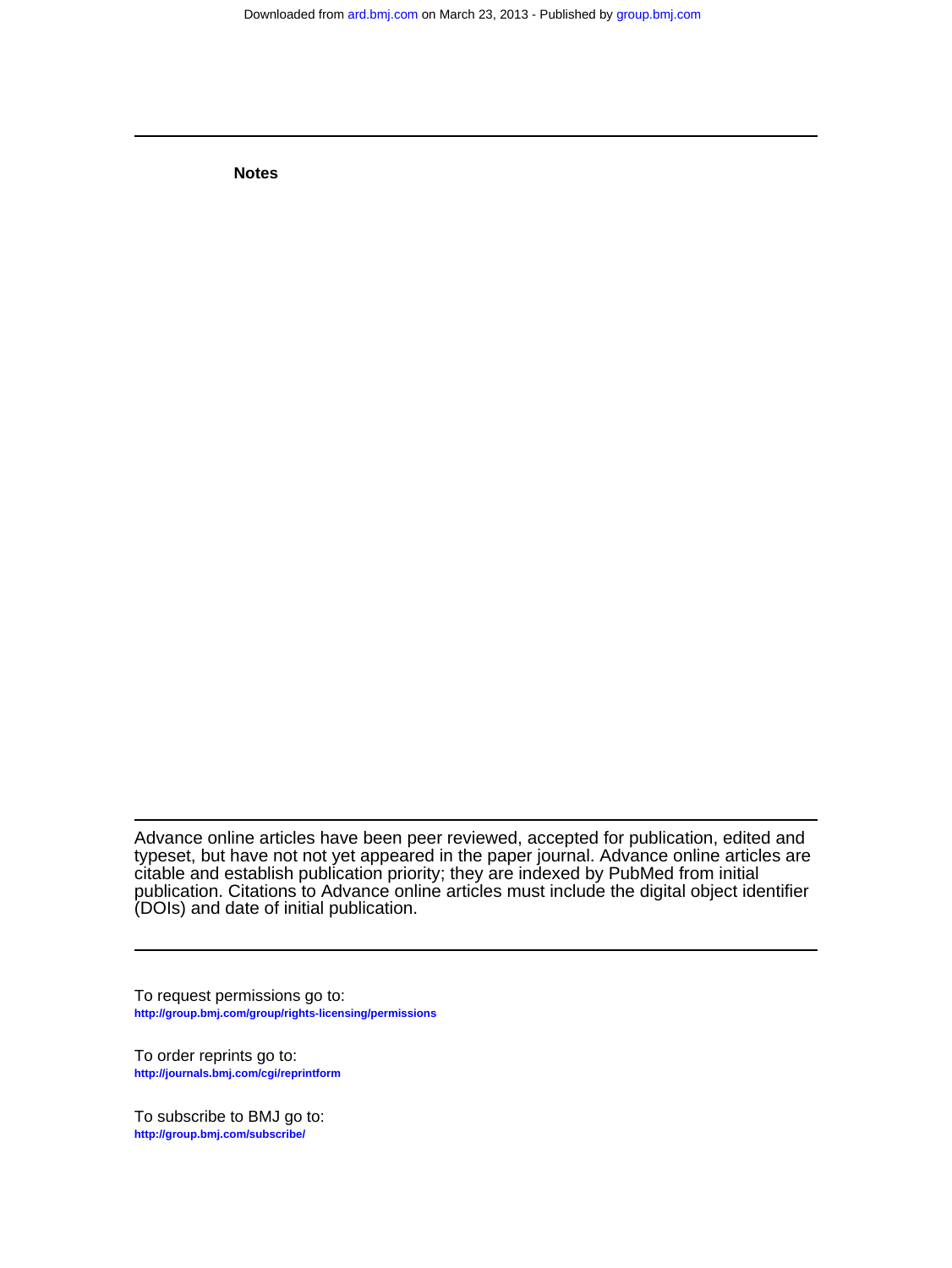**Notes**

Advance online articles have been peer reviewed, accepted for publication, edited and typeset, but have not not yet appeared in the paper journal. Advance online articles are citable and establish publication priority; they are indexed by PubMed from initial publication. Citations to Advance online articles must include the digital object identifier (DOIs) and date of initial publication.

To request permissions go to:
**http://group.bmj.com/group/rights-licensing/permissions**

To order reprints go to:
**http://journals.bmj.com/cgi/reprintform**

To subscribe to BMJ go to:
**http://group.bmj.com/subscribe/**